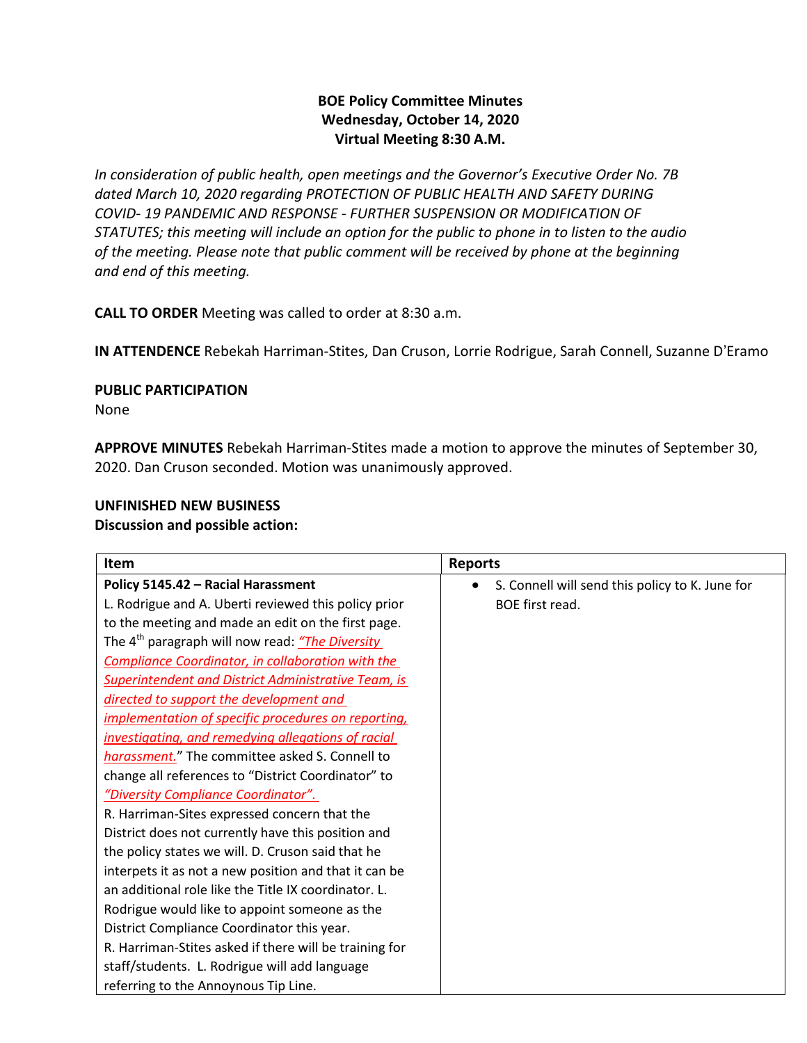**BOE Policy Committee Minutes**
**Wednesday, October 14, 2020**
**Virtual Meeting 8:30 A.M.**

*In consideration of public health, open meetings and the Governor's Executive Order No. 7B dated March 10, 2020 regarding PROTECTION OF PUBLIC HEALTH AND SAFETY DURING COVID- 19 PANDEMIC AND RESPONSE - FURTHER SUSPENSION OR MODIFICATION OF STATUTES; this meeting will include an option for the public to phone in to listen to the audio of the meeting. Please note that public comment will be received by phone at the beginning and end of this meeting.*

**CALL TO ORDER** Meeting was called to order at 8:30 a.m.

**IN ATTENDENCE** Rebekah Harriman-Stites, Dan Cruson, Lorrie Rodrigue, Sarah Connell, Suzanne D'Eramo

**PUBLIC PARTICIPATION**
None

**APPROVE MINUTES** Rebekah Harriman-Stites made a motion to approve the minutes of September 30, 2020. Dan Cruson seconded. Motion was unanimously approved.

**UNFINISHED NEW BUSINESS**
**Discussion and possible action:**

| Item | Reports |
|---|---|
| **Policy 5145.42 – Racial Harassment** L. Rodrigue and A. Uberti reviewed this policy prior to the meeting and made an edit on the first page. The 4th paragraph will now read: *"The Diversity Compliance Coordinator, in collaboration with the Superintendent and District Administrative Team, is directed to support the development and implementation of specific procedures on reporting, investigating, and remedying allegations of racial harassment."* The committee asked S. Connell to change all references to "District Coordinator" to *"Diversity Compliance Coordinator".* R. Harriman-Sites expressed concern that the District does not currently have this position and the policy states we will. D. Cruson said that he interpets it as not a new position and that it can be an additional role like the Title IX coordinator. L. Rodrigue would like to appoint someone as the District Compliance Coordinator this year. R. Harriman-Stites asked if there will be training for staff/students. L. Rodrigue will add language referring to the Annoynous Tip Line. | • S. Connell will send this policy to K. June for BOE first read. |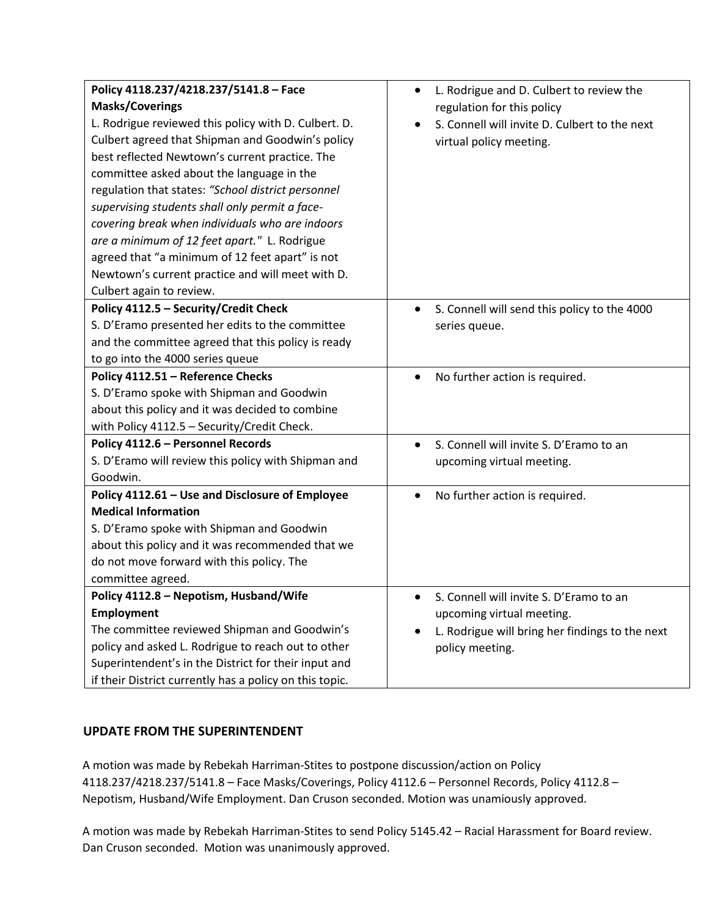| Policy / Discussion | Action |
| --- | --- |
| **Policy 4118.237/4218.237/5141.8 – Face Masks/Coverings**<br>L. Rodrigue reviewed this policy with D. Culbert. D. Culbert agreed that Shipman and Goodwin's policy best reflected Newtown's current practice. The committee asked about the language in the regulation that states: *"School district personnel supervising students shall only permit a face-covering break when individuals who are indoors are a minimum of 12 feet apart."* L. Rodrigue agreed that "a minimum of 12 feet apart" is not Newtown's current practice and will meet with D. Culbert again to review. | • L. Rodrigue and D. Culbert to review the regulation for this policy<br>• S. Connell will invite D. Culbert to the next virtual policy meeting. |
| **Policy 4112.5 – Security/Credit Check**<br>S. D'Eramo presented her edits to the committee and the committee agreed that this policy is ready to go into the 4000 series queue | • S. Connell will send this policy to the 4000 series queue. |
| **Policy 4112.51 – Reference Checks**<br>S. D'Eramo spoke with Shipman and Goodwin about this policy and it was decided to combine with Policy 4112.5 – Security/Credit Check. | • No further action is required. |
| **Policy 4112.6 – Personnel Records**<br>S. D'Eramo will review this policy with Shipman and Goodwin. | • S. Connell will invite S. D'Eramo to an upcoming virtual meeting. |
| **Policy 4112.61 – Use and Disclosure of Employee Medical Information**<br>S. D'Eramo spoke with Shipman and Goodwin about this policy and it was recommended that we do not move forward with this policy. The committee agreed. | • No further action is required. |
| **Policy 4112.8 – Nepotism, Husband/Wife Employment**<br>The committee reviewed Shipman and Goodwin's policy and asked L. Rodrigue to reach out to other Superintendent's in the District for their input and if their District currently has a policy on this topic. | • S. Connell will invite S. D'Eramo to an upcoming virtual meeting.<br>• L. Rodrigue will bring her findings to the next policy meeting. |

## UPDATE FROM THE SUPERINTENDENT

A motion was made by Rebekah Harriman-Stites to postpone discussion/action on Policy 4118.237/4218.237/5141.8 – Face Masks/Coverings, Policy 4112.6 – Personnel Records, Policy 4112.8 – Nepotism, Husband/Wife Employment. Dan Cruson seconded. Motion was unamiously approved.

A motion was made by Rebekah Harriman-Stites to send Policy 5145.42 – Racial Harassment for Board review. Dan Cruson seconded. Motion was unanimously approved.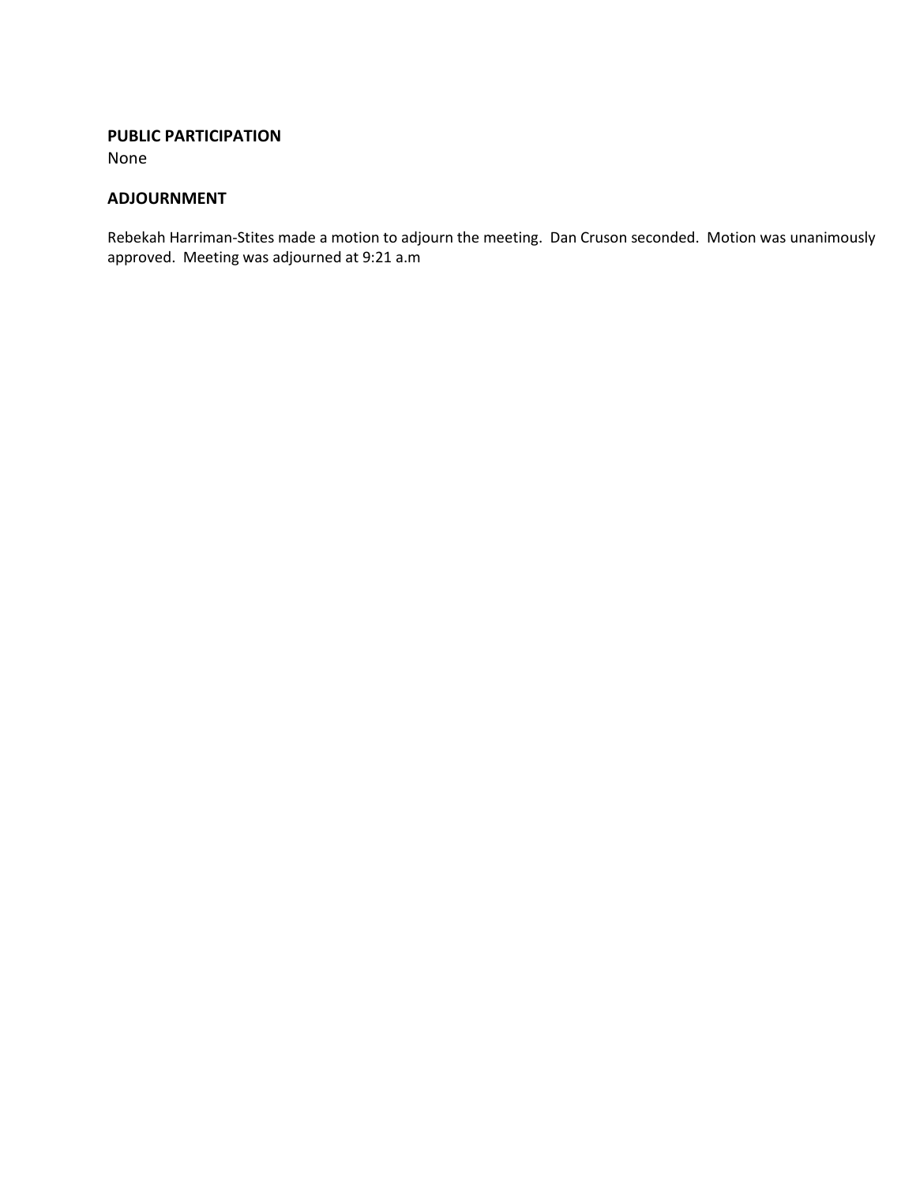**PUBLIC PARTICIPATION**
None

**ADJOURNMENT**

Rebekah Harriman-Stites made a motion to adjourn the meeting. Dan Cruson seconded. Motion was unanimously approved. Meeting was adjourned at 9:21 a.m